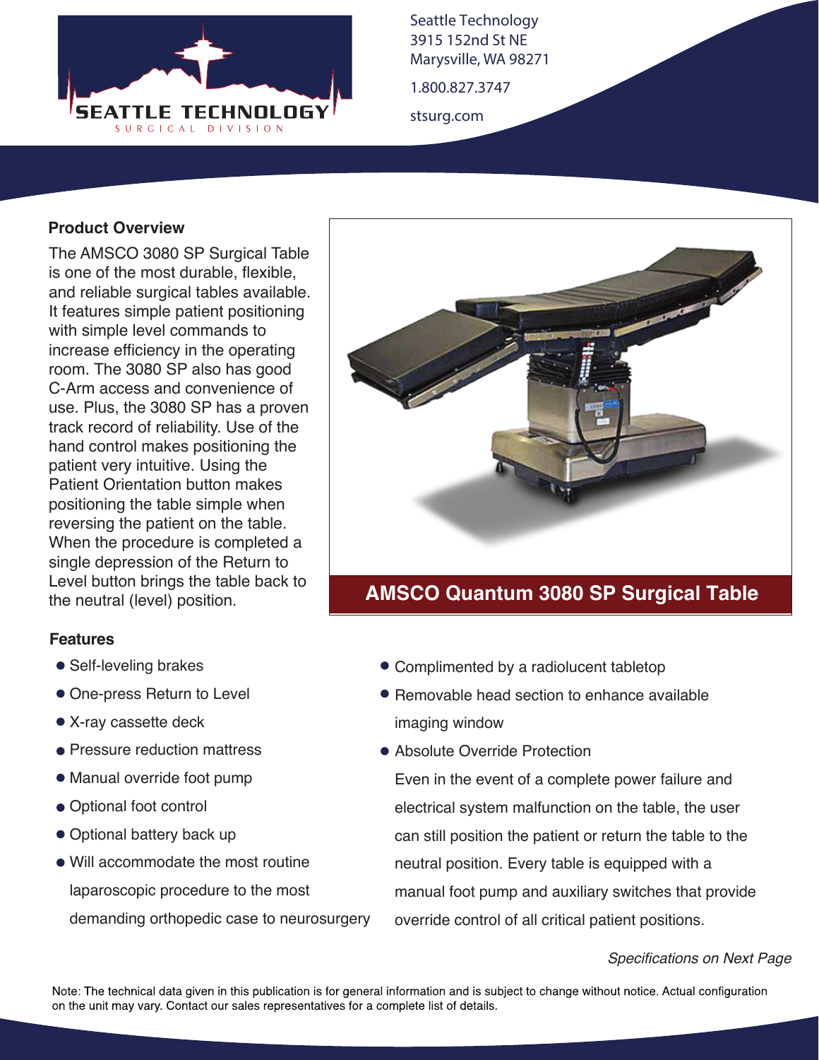SEATTLE TECHNOLOGY
SURGICAL DIVISION

Seattle Technology
3915 152nd St NE
Marysville, WA 98271

1.800.827.3747

stsurg.com

## Product Overview

The AMSCO 3080 SP Surgical Table is one of the most durable, flexible, and reliable surgical tables available. It features simple patient positioning with simple level commands to increase efficiency in the operating room. The 3080 SP also has good C-Arm access and convenience of use. Plus, the 3080 SP has a proven track record of reliability. Use of the hand control makes positioning the patient very intuitive. Using the Patient Orientation button makes positioning the table simple when reversing the patient on the table. When the procedure is completed a single depression of the Return to Level button brings the table back to the neutral (level) position.

**AMSCO Quantum 3080 SP Surgical Table**

## Features

- Self-leveling brakes
- One-press Return to Level
- X-ray cassette deck
- Pressure reduction mattress
- Manual override foot pump
- Optional foot control
- Optional battery back up
- Will accommodate the most routine laparoscopic procedure to the most demanding orthopedic case to neurosurgery
- Complimented by a radiolucent tabletop
- Removable head section to enhance available imaging window
- Absolute Override Protection

  Even in the event of a complete power failure and electrical system malfunction on the table, the user can still position the patient or return the table to the neutral position. Every table is equipped with a manual foot pump and auxiliary switches that provide override control of all critical patient positions.

*Specifications on Next Page*

Note: The technical data given in this publication is for general information and is subject to change without notice. Actual configuration on the unit may vary. Contact our sales representatives for a complete list of details.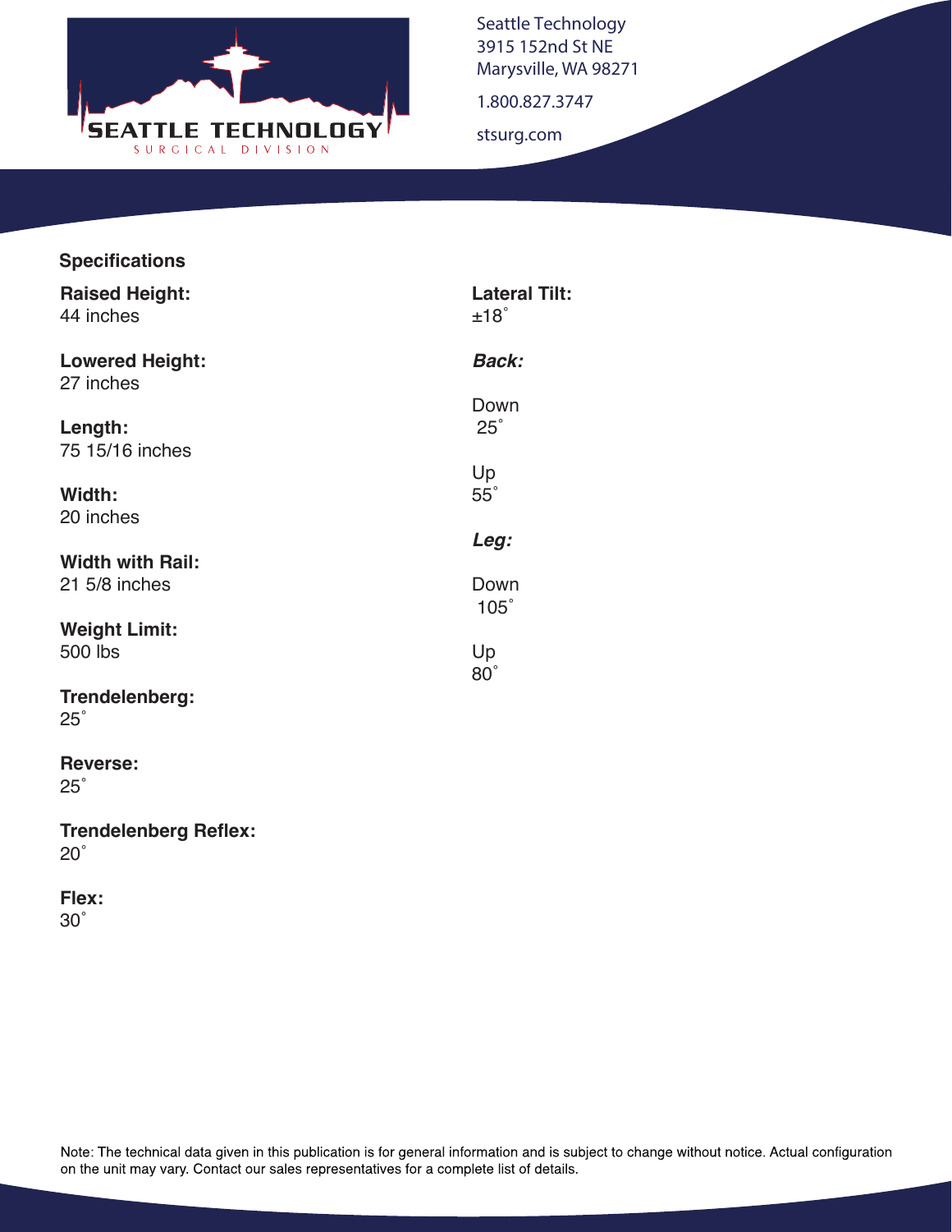Seattle Technology
3915 152nd St NE
Marysville, WA 98271

1.800.827.3747

stsurg.com

## Specifications

**Raised Height:**
44 inches

**Lowered Height:**
27 inches

**Length:**
75 15/16 inches

**Width:**
20 inches

**Width with Rail:**
21 5/8 inches

**Weight Limit:**
500 lbs

**Trendelenberg:**
25˚

**Reverse:**
25˚

**Trendelenberg Reflex:**
20˚

**Flex:**
30˚

**Lateral Tilt:**
±18˚

***Back:***

Down
25˚

Up
55˚

***Leg:***

Down
105˚

Up
80˚

Note: The technical data given in this publication is for general information and is subject to change without notice. Actual configuration on the unit may vary. Contact our sales representatives for a complete list of details.